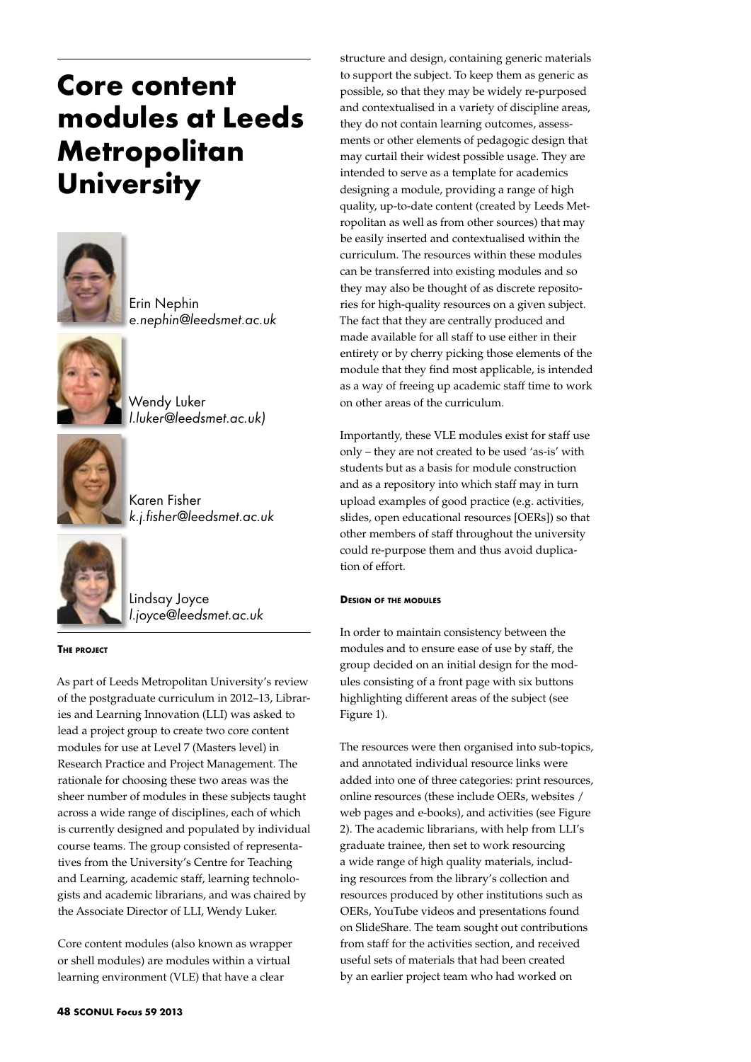# Core content modules at Leeds Metropolitan University

Erin Nephin
*e.nephin@leedsmet.ac.uk*

Wendy Luker
*l.luker@leedsmet.ac.uk)*

Karen Fisher
*k.j.fisher@leedsmet.ac.uk*

Lindsay Joyce
*l.joyce@leedsmet.ac.uk*

### The project

As part of Leeds Metropolitan University's review of the postgraduate curriculum in 2012–13, Libraries and Learning Innovation (LLI) was asked to lead a project group to create two core content modules for use at Level 7 (Masters level) in Research Practice and Project Management. The rationale for choosing these two areas was the sheer number of modules in these subjects taught across a wide range of disciplines, each of which is currently designed and populated by individual course teams. The group consisted of representatives from the University's Centre for Teaching and Learning, academic staff, learning technologists and academic librarians, and was chaired by the Associate Director of LLI, Wendy Luker.

Core content modules (also known as wrapper or shell modules) are modules within a virtual learning environment (VLE) that have a clear structure and design, containing generic materials to support the subject. To keep them as generic as possible, so that they may be widely re-purposed and contextualised in a variety of discipline areas, they do not contain learning outcomes, assessments or other elements of pedagogic design that may curtail their widest possible usage. They are intended to serve as a template for academics designing a module, providing a range of high quality, up-to-date content (created by Leeds Metropolitan as well as from other sources) that may be easily inserted and contextualised within the curriculum. The resources within these modules can be transferred into existing modules and so they may also be thought of as discrete repositories for high-quality resources on a given subject. The fact that they are centrally produced and made available for all staff to use either in their entirety or by cherry picking those elements of the module that they find most applicable, is intended as a way of freeing up academic staff time to work on other areas of the curriculum.

Importantly, these VLE modules exist for staff use only – they are not created to be used 'as-is' with students but as a basis for module construction and as a repository into which staff may in turn upload examples of good practice (e.g. activities, slides, open educational resources [OERs]) so that other members of staff throughout the university could re-purpose them and thus avoid duplication of effort.

### Design of the modules

In order to maintain consistency between the modules and to ensure ease of use by staff, the group decided on an initial design for the modules consisting of a front page with six buttons highlighting different areas of the subject (see Figure 1).

The resources were then organised into sub-topics, and annotated individual resource links were added into one of three categories: print resources, online resources (these include OERs, websites / web pages and e-books), and activities (see Figure 2). The academic librarians, with help from LLI's graduate trainee, then set to work resourcing a wide range of high quality materials, including resources from the library's collection and resources produced by other institutions such as OERs, YouTube videos and presentations found on SlideShare. The team sought out contributions from staff for the activities section, and received useful sets of materials that had been created by an earlier project team who had worked on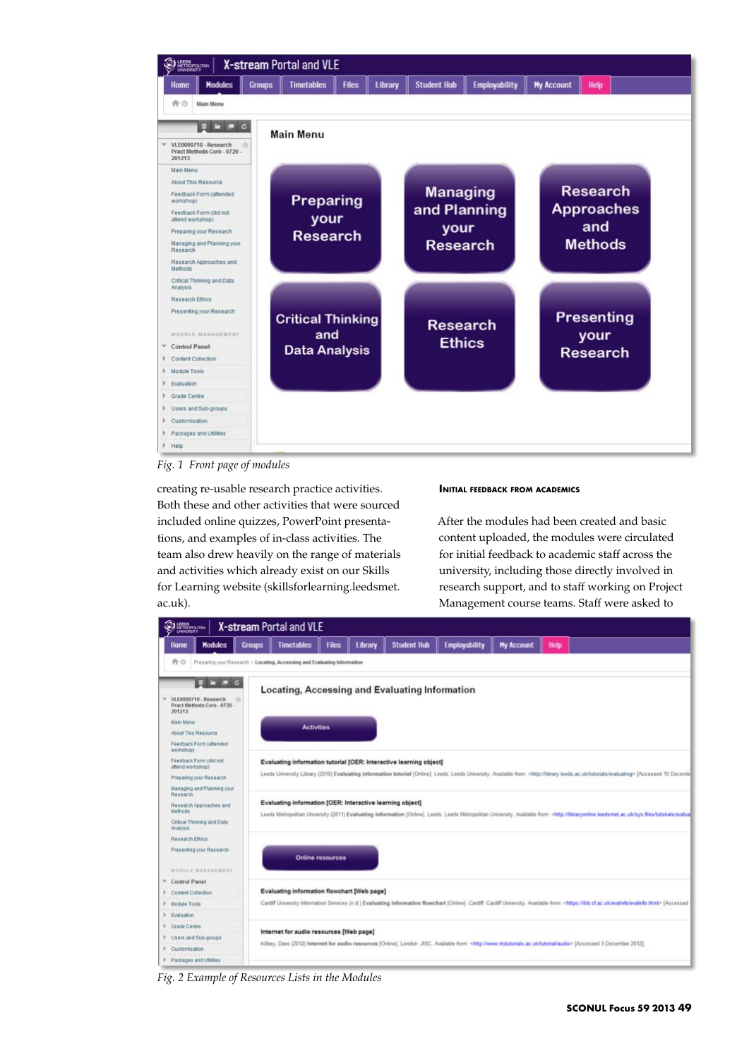Fig. 1 Front page of modules

creating re-usable research practice activities. Both these and other activities that were sourced included online quizzes, PowerPoint presentations, and examples of in-class activities. The team also drew heavily on the range of materials and activities which already exist on our Skills for Learning website (skillsforlearning.leedsmet.ac.uk).

### Initial feedback from academics

After the modules had been created and basic content uploaded, the modules were circulated for initial feedback to academic staff across the university, including those directly involved in research support, and to staff working on Project Management course teams. Staff were asked to

Fig. 2 Example of Resources Lists in the Modules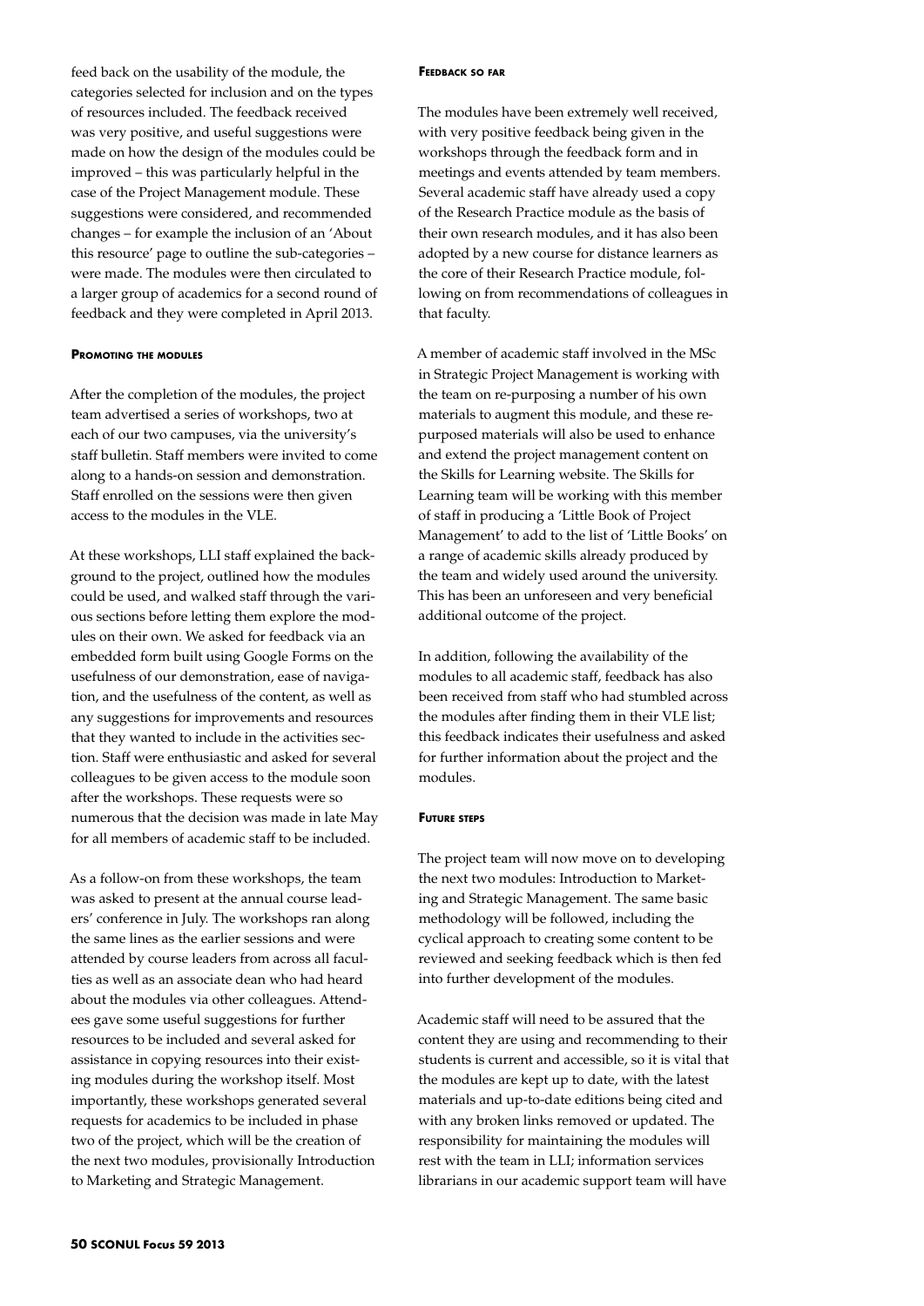feed back on the usability of the module, the categories selected for inclusion and on the types of resources included. The feedback received was very positive, and useful suggestions were made on how the design of the modules could be improved – this was particularly helpful in the case of the Project Management module. These suggestions were considered, and recommended changes – for example the inclusion of an 'About this resource' page to outline the sub-categories – were made. The modules were then circulated to a larger group of academics for a second round of feedback and they were completed in April 2013.

#### Promoting the modules

After the completion of the modules, the project team advertised a series of workshops, two at each of our two campuses, via the university's staff bulletin. Staff members were invited to come along to a hands-on session and demonstration. Staff enrolled on the sessions were then given access to the modules in the VLE.

At these workshops, LLI staff explained the background to the project, outlined how the modules could be used, and walked staff through the various sections before letting them explore the modules on their own. We asked for feedback via an embedded form built using Google Forms on the usefulness of our demonstration, ease of navigation, and the usefulness of the content, as well as any suggestions for improvements and resources that they wanted to include in the activities section. Staff were enthusiastic and asked for several colleagues to be given access to the module soon after the workshops. These requests were so numerous that the decision was made in late May for all members of academic staff to be included.

As a follow-on from these workshops, the team was asked to present at the annual course leaders' conference in July. The workshops ran along the same lines as the earlier sessions and were attended by course leaders from across all faculties as well as an associate dean who had heard about the modules via other colleagues. Attendees gave some useful suggestions for further resources to be included and several asked for assistance in copying resources into their existing modules during the workshop itself. Most importantly, these workshops generated several requests for academics to be included in phase two of the project, which will be the creation of the next two modules, provisionally Introduction to Marketing and Strategic Management.

#### Feedback so far

The modules have been extremely well received, with very positive feedback being given in the workshops through the feedback form and in meetings and events attended by team members. Several academic staff have already used a copy of the Research Practice module as the basis of their own research modules, and it has also been adopted by a new course for distance learners as the core of their Research Practice module, following on from recommendations of colleagues in that faculty.

A member of academic staff involved in the MSc in Strategic Project Management is working with the team on re-purposing a number of his own materials to augment this module, and these re-purposed materials will also be used to enhance and extend the project management content on the Skills for Learning website. The Skills for Learning team will be working with this member of staff in producing a 'Little Book of Project Management' to add to the list of 'Little Books' on a range of academic skills already produced by the team and widely used around the university. This has been an unforeseen and very beneficial additional outcome of the project.

In addition, following the availability of the modules to all academic staff, feedback has also been received from staff who had stumbled across the modules after finding them in their VLE list; this feedback indicates their usefulness and asked for further information about the project and the modules.

#### Future steps

The project team will now move on to developing the next two modules: Introduction to Marketing and Strategic Management. The same basic methodology will be followed, including the cyclical approach to creating some content to be reviewed and seeking feedback which is then fed into further development of the modules.

Academic staff will need to be assured that the content they are using and recommending to their students is current and accessible, so it is vital that the modules are kept up to date, with the latest materials and up-to-date editions being cited and with any broken links removed or updated. The responsibility for maintaining the modules will rest with the team in LLI; information services librarians in our academic support team will have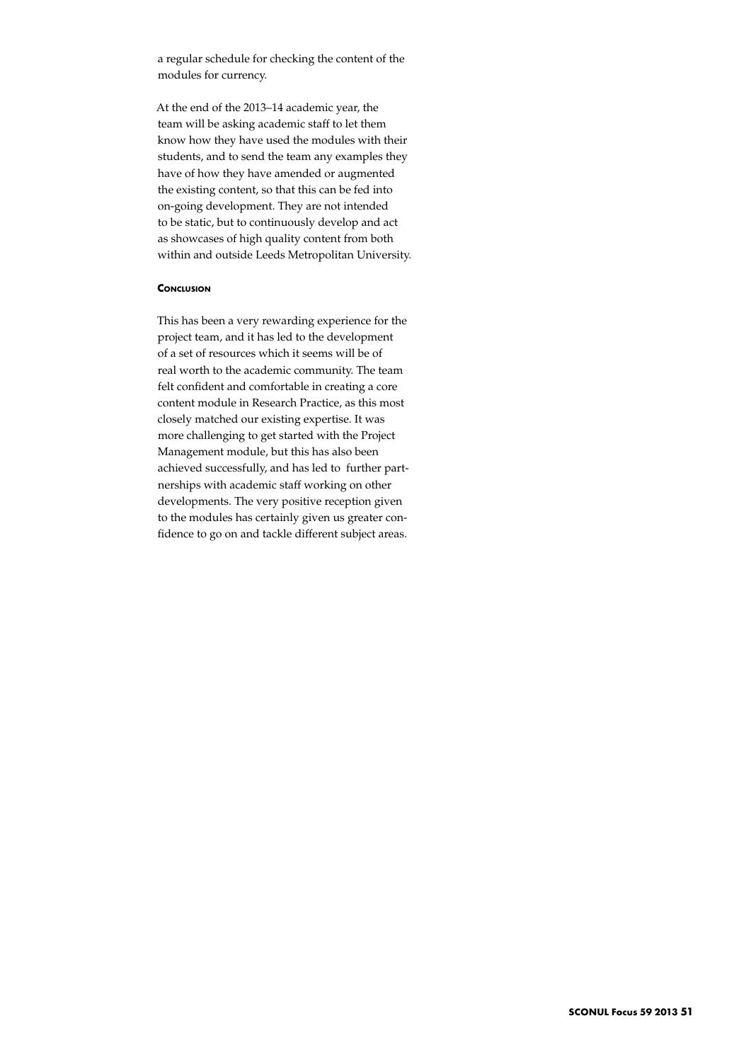a regular schedule for checking the content of the modules for currency.

At the end of the 2013–14 academic year, the team will be asking academic staff to let them know how they have used the modules with their students, and to send the team any examples they have of how they have amended or augmented the existing content, so that this can be fed into on-going development. They are not intended to be static, but to continuously develop and act as showcases of high quality content from both within and outside Leeds Metropolitan University.

## Conclusion

This has been a very rewarding experience for the project team, and it has led to the development of a set of resources which it seems will be of real worth to the academic community. The team felt confident and comfortable in creating a core content module in Research Practice, as this most closely matched our existing expertise. It was more challenging to get started with the Project Management module, but this has also been achieved successfully, and has led to further partnerships with academic staff working on other developments. The very positive reception given to the modules has certainly given us greater confidence to go on and tackle different subject areas.